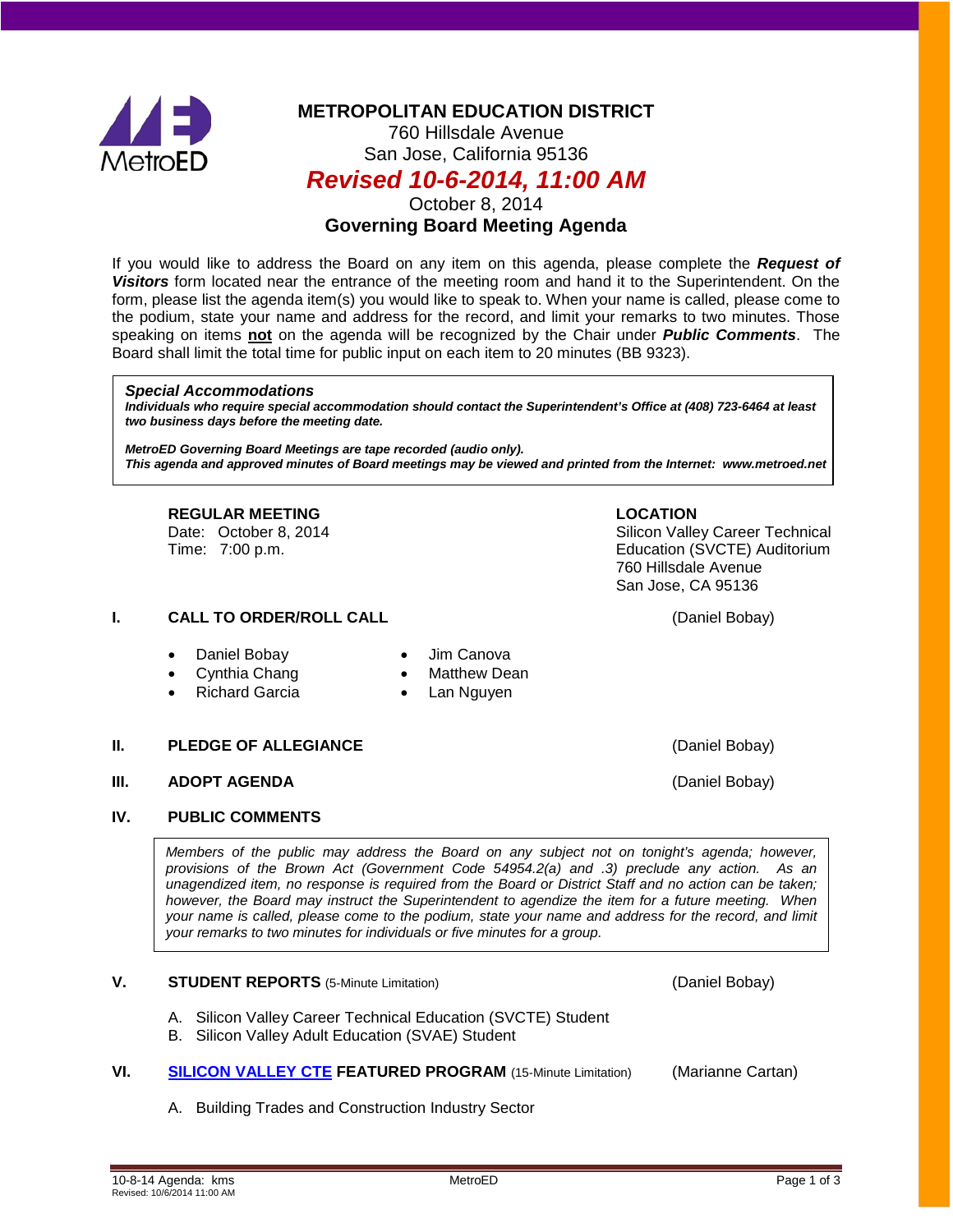# METROPOLITAN EDUCATION DISTRICT

760 Hillsdale Avenue
San Jose, California 95136

***Revised 10-6-2014, 11:00 AM***

October 8, 2014

**Governing Board Meeting Agenda**

If you would like to address the Board on any item on this agenda, please complete the ***Request of Visitors*** form located near the entrance of the meeting room and hand it to the Superintendent. On the form, please list the agenda item(s) you would like to speak to. When your name is called, please come to the podium, state your name and address for the record, and limit your remarks to two minutes. Those speaking on items **not** on the agenda will be recognized by the Chair under ***Public Comments***. The Board shall limit the total time for public input on each item to 20 minutes (BB 9323).

> ***Special Accommodations***
> ***Individuals who require special accommodation should contact the Superintendent's Office at (408) 723-6464 at least two business days before the meeting date.***
>
> ***MetroED Governing Board Meetings are tape recorded (audio only).***
> ***This agenda and approved minutes of Board meetings may be viewed and printed from the Internet: www.metroed.net***

**REGULAR MEETING**
Date: October 8, 2014
Time: 7:00 p.m.

**LOCATION**
Silicon Valley Career Technical Education (SVCTE) Auditorium
760 Hillsdale Avenue
San Jose, CA 95136

## I. CALL TO ORDER/ROLL CALL (Daniel Bobay)

- Daniel Bobay
- Cynthia Chang
- Richard Garcia
- Jim Canova
- Matthew Dean
- Lan Nguyen

## II. PLEDGE OF ALLEGIANCE (Daniel Bobay)

## III. ADOPT AGENDA (Daniel Bobay)

## IV. PUBLIC COMMENTS

> *Members of the public may address the Board on any subject not on tonight's agenda; however, provisions of the Brown Act (Government Code 54954.2(a) and .3) preclude any action. As an unagendized item, no response is required from the Board or District Staff and no action can be taken; however, the Board may instruct the Superintendent to agendize the item for a future meeting. When your name is called, please come to the podium, state your name and address for the record, and limit your remarks to two minutes for individuals or five minutes for a group.*

## V. STUDENT REPORTS (5-Minute Limitation) (Daniel Bobay)

A. Silicon Valley Career Technical Education (SVCTE) Student
B. Silicon Valley Adult Education (SVAE) Student

## VI. SILICON VALLEY CTE FEATURED PROGRAM (15-Minute Limitation) (Marianne Cartan)

A. Building Trades and Construction Industry Sector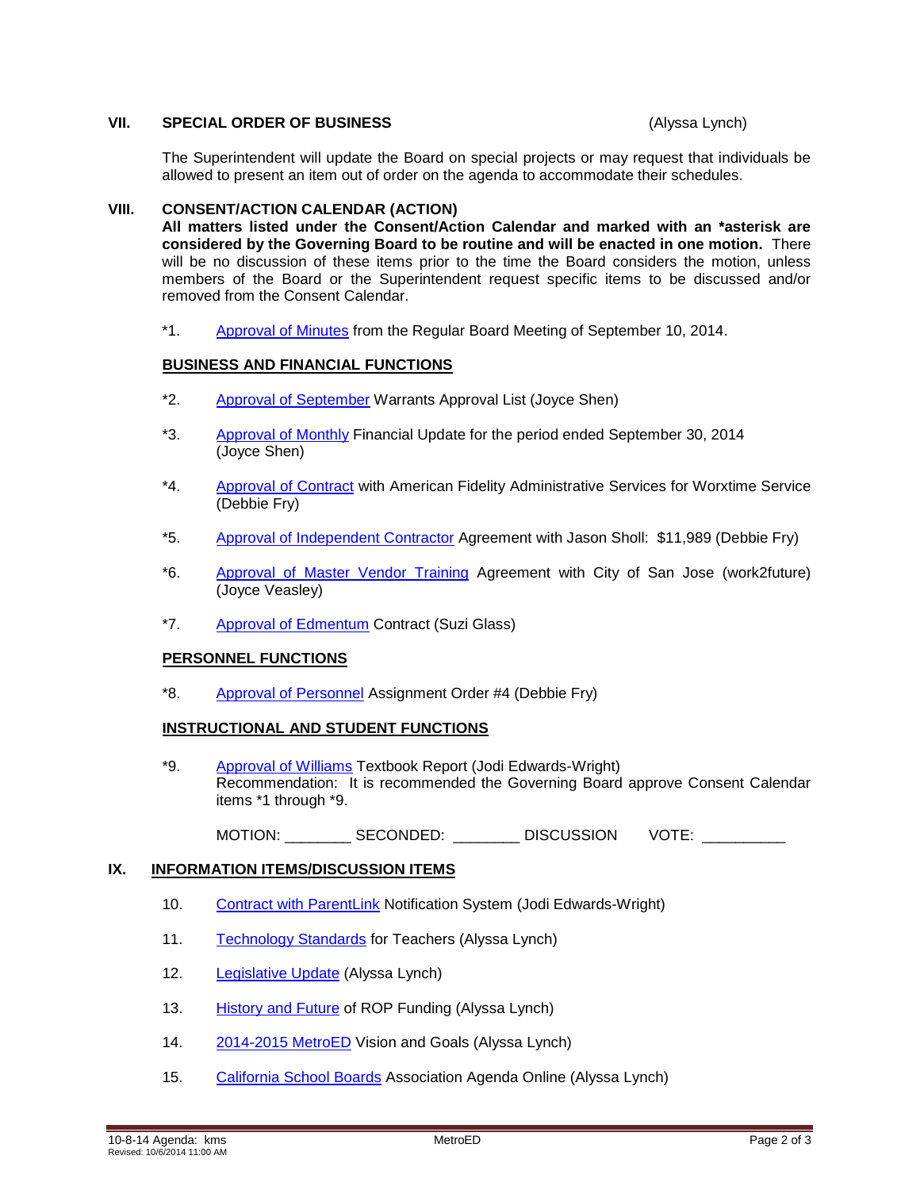## VII. SPECIAL ORDER OF BUSINESS (Alyssa Lynch)

The Superintendent will update the Board on special projects or may request that individuals be allowed to present an item out of order on the agenda to accommodate their schedules.

## VIII. CONSENT/ACTION CALENDAR (ACTION)

**All matters listed under the Consent/Action Calendar and marked with an *asterisk are considered by the Governing Board to be routine and will be enacted in one motion.** There will be no discussion of these items prior to the time the Board considers the motion, unless members of the Board or the Superintendent request specific items to be discussed and/or removed from the Consent Calendar.

*1. Approval of Minutes from the Regular Board Meeting of September 10, 2014.

### BUSINESS AND FINANCIAL FUNCTIONS

*2. Approval of September Warrants Approval List (Joyce Shen)

*3. Approval of Monthly Financial Update for the period ended September 30, 2014 (Joyce Shen)

*4. Approval of Contract with American Fidelity Administrative Services for Worxtime Service (Debbie Fry)

*5. Approval of Independent Contractor Agreement with Jason Sholl: $11,989 (Debbie Fry)

*6. Approval of Master Vendor Training Agreement with City of San Jose (work2future) (Joyce Veasley)

*7. Approval of Edmentum Contract (Suzi Glass)

### PERSONNEL FUNCTIONS

*8. Approval of Personnel Assignment Order #4 (Debbie Fry)

### INSTRUCTIONAL AND STUDENT FUNCTIONS

*9. Approval of Williams Textbook Report (Jodi Edwards-Wright)
Recommendation: It is recommended the Governing Board approve Consent Calendar items *1 through *9.

MOTION: ________ SECONDED: ________ DISCUSSION VOTE: __________

## IX. INFORMATION ITEMS/DISCUSSION ITEMS

10. Contract with ParentLink Notification System (Jodi Edwards-Wright)

11. Technology Standards for Teachers (Alyssa Lynch)

12. Legislative Update (Alyssa Lynch)

13. History and Future of ROP Funding (Alyssa Lynch)

14. 2014-2015 MetroED Vision and Goals (Alyssa Lynch)

15. California School Boards Association Agenda Online (Alyssa Lynch)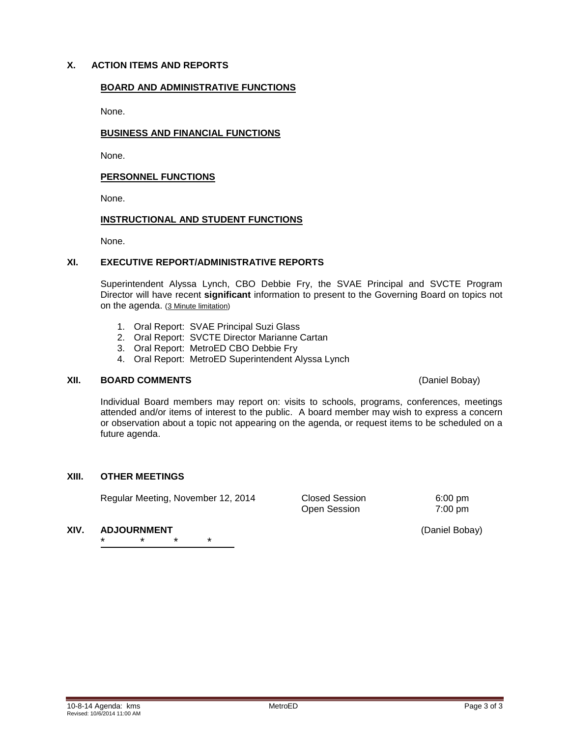## X. ACTION ITEMS AND REPORTS

### BOARD AND ADMINISTRATIVE FUNCTIONS

None.

### BUSINESS AND FINANCIAL FUNCTIONS

None.

### PERSONNEL FUNCTIONS

None.

### INSTRUCTIONAL AND STUDENT FUNCTIONS

None.

## XI. EXECUTIVE REPORT/ADMINISTRATIVE REPORTS

Superintendent Alyssa Lynch, CBO Debbie Fry, the SVAE Principal and SVCTE Program Director will have recent **significant** information to present to the Governing Board on topics not on the agenda. (3 Minute limitation)

1. Oral Report: SVAE Principal Suzi Glass
2. Oral Report: SVCTE Director Marianne Cartan
3. Oral Report: MetroED CBO Debbie Fry
4. Oral Report: MetroED Superintendent Alyssa Lynch

## XII. BOARD COMMENTS (Daniel Bobay)

Individual Board members may report on: visits to schools, programs, conferences, meetings attended and/or items of interest to the public. A board member may wish to express a concern or observation about a topic not appearing on the agenda, or request items to be scheduled on a future agenda.

## XIII. OTHER MEETINGS

| | | |
|---|---|---|
| Regular Meeting, November 12, 2014 | Closed Session | 6:00 pm |
| | Open Session | 7:00 pm |

## XIV. ADJOURNMENT (Daniel Bobay)

\* \* \* \*

10-8-14 Agenda: kms
Revised: 10/6/2014 11:00 AM